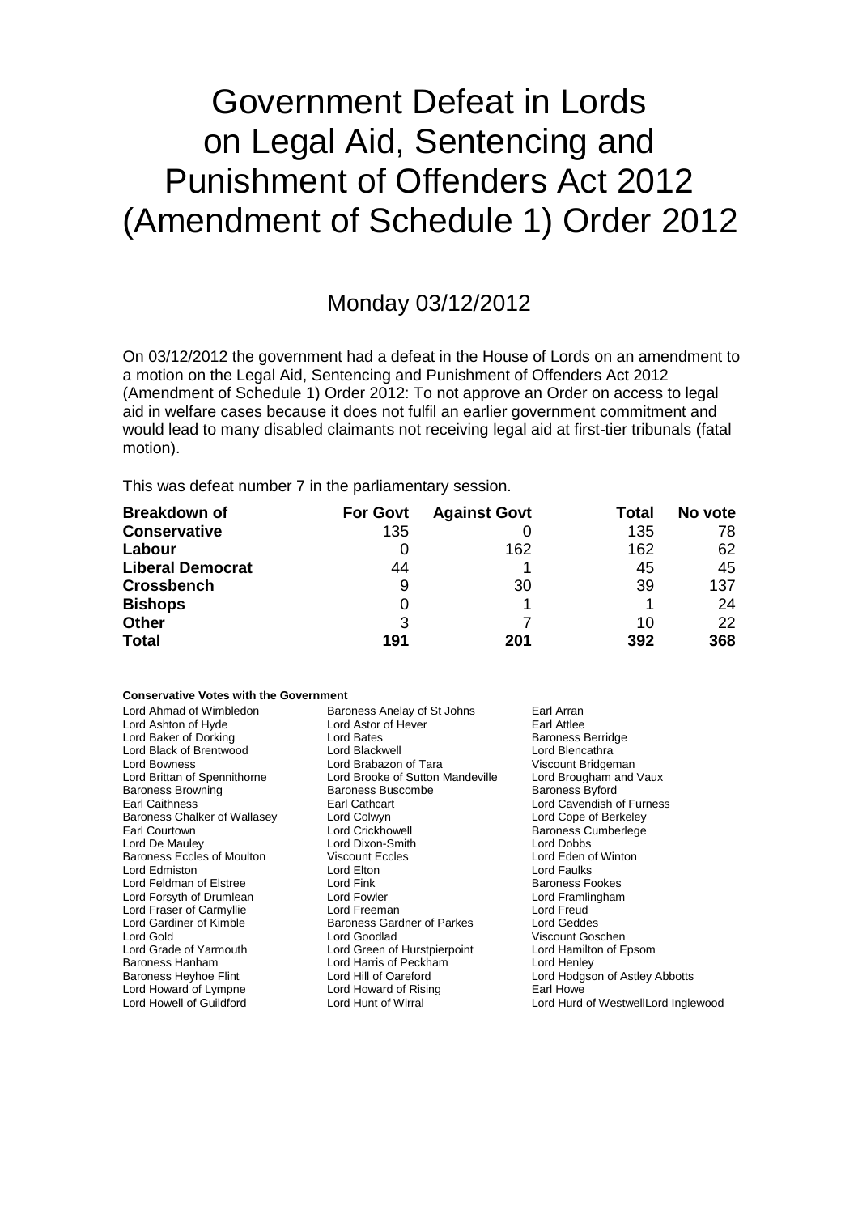# Government Defeat in Lords on Legal Aid, Sentencing and Punishment of Offenders Act 2012 (Amendment of Schedule 1) Order 2012

## Monday 03/12/2012

On 03/12/2012 the government had a defeat in the House of Lords on an amendment to a motion on the Legal Aid, Sentencing and Punishment of Offenders Act 2012 (Amendment of Schedule 1) Order 2012: To not approve an Order on access to legal aid in welfare cases because it does not fulfil an earlier government commitment and would lead to many disabled claimants not receiving legal aid at first-tier tribunals (fatal motion).

This was defeat number 7 in the parliamentary session.

| Breakdown of | For Govt | Against Govt | Total | No vote |
|---|---|---|---|---|
| **Conservative** | 135 | 0 | 135 | 78 |
| **Labour** | 0 | 162 | 162 | 62 |
| **Liberal Democrat** | 44 | 1 | 45 | 45 |
| **Crossbench** | 9 | 30 | 39 | 137 |
| **Bishops** | 0 | 1 | 1 | 24 |
| **Other** | 3 | 7 | 10 | 22 |
| **Total** | **191** | **201** | **392** | **368** |

**Conservative Votes with the Government**

| | | |
|---|---|---|
| Lord Ahmad of Wimbledon | Baroness Anelay of St Johns | Earl Arran |
| Lord Ashton of Hyde | Lord Astor of Hever | Earl Attlee |
| Lord Baker of Dorking | Lord Bates | Baroness Berridge |
| Lord Black of Brentwood | Lord Blackwell | Lord Blencathra |
| Lord Bowness | Lord Brabazon of Tara | Viscount Bridgeman |
| Lord Brittan of Spennithorne | Lord Brooke of Sutton Mandeville | Lord Brougham and Vaux |
| Baroness Browning | Baroness Buscombe | Baroness Byford |
| Earl Caithness | Earl Cathcart | Lord Cavendish of Furness |
| Baroness Chalker of Wallasey | Lord Colwyn | Lord Cope of Berkeley |
| Earl Courtown | Lord Crickhowell | Baroness Cumberlege |
| Lord De Mauley | Lord Dixon-Smith | Lord Dobbs |
| Baroness Eccles of Moulton | Viscount Eccles | Lord Eden of Winton |
| Lord Edmiston | Lord Elton | Lord Faulks |
| Lord Feldman of Elstree | Lord Fink | Baroness Fookes |
| Lord Forsyth of Drumlean | Lord Fowler | Lord Framlingham |
| Lord Fraser of Carmyllie | Lord Freeman | Lord Freud |
| Lord Gardiner of Kimble | Baroness Gardner of Parkes | Lord Geddes |
| Lord Gold | Lord Goodlad | Viscount Goschen |
| Lord Grade of Yarmouth | Lord Green of Hurstpierpoint | Lord Hamilton of Epsom |
| Baroness Hanham | Lord Harris of Peckham | Lord Henley |
| Baroness Heyhoe Flint | Lord Hill of Oareford | Lord Hodgson of Astley Abbotts |
| Lord Howard of Lympne | Lord Howard of Rising | Earl Howe |
| Lord Howell of Guildford | Lord Hunt of Wirral | Lord Hurd of WestwellLord Inglewood |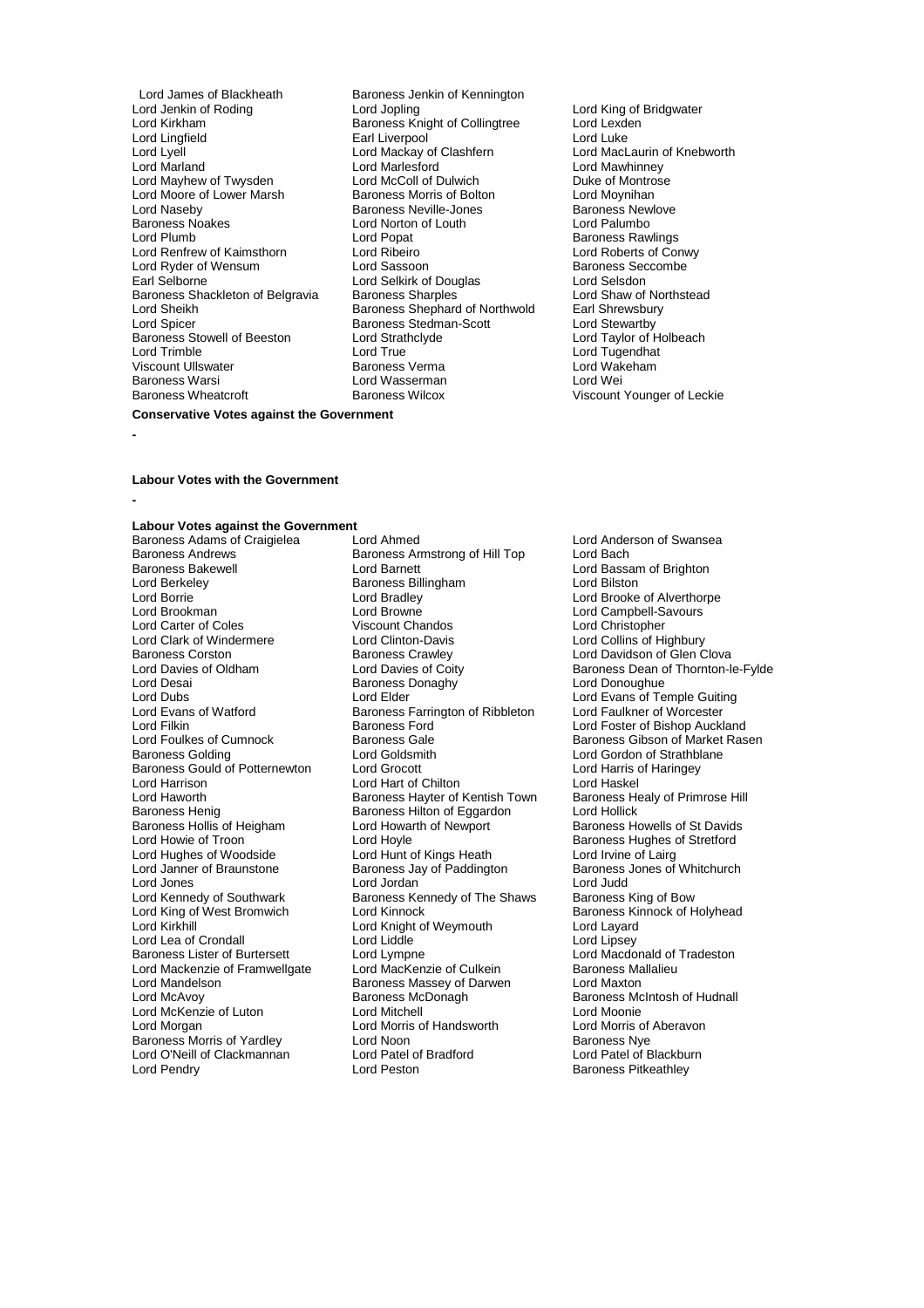Lord James of Blackheath
Baroness Jenkin of Kennington
Lord Jenkin of Roding
Lord Jopling
Lord King of Bridgwater
Lord Kirkham
Baroness Knight of Collingtree
Lord Lexden
Lord Lingfield
Earl Liverpool
Lord Luke
Lord Lyell
Lord Mackay of Clashfern
Lord MacLaurin of Knebworth
Lord Marland
Lord Marlesford
Lord Mawhinney
Lord Mayhew of Twysden
Lord McColl of Dulwich
Duke of Montrose
Lord Moore of Lower Marsh
Baroness Morris of Bolton
Lord Moynihan
Lord Naseby
Baroness Neville-Jones
Baroness Newlove
Baroness Noakes
Lord Norton of Louth
Lord Palumbo
Lord Plumb
Lord Popat
Baroness Rawlings
Lord Renfrew of Kaimsthorn
Lord Ribeiro
Lord Roberts of Conwy
Lord Ryder of Wensum
Lord Sassoon
Baroness Seccombe
Earl Selborne
Lord Selkirk of Douglas
Lord Selsdon
Baroness Shackleton of Belgravia
Baroness Sharples
Lord Shaw of Northstead
Lord Sheikh
Baroness Shephard of Northwold
Earl Shrewsbury
Lord Spicer
Baroness Stedman-Scott
Lord Stewartby
Baroness Stowell of Beeston
Lord Strathclyde
Lord Taylor of Holbeach
Lord Trimble
Lord True
Lord Tugendhat
Viscount Ullswater
Baroness Verma
Lord Wakeham
Baroness Warsi
Lord Wasserman
Lord Wei
Baroness Wheatcroft
Baroness Wilcox
Viscount Younger of Leckie

**Conservative Votes against the Government**

-

**Labour Votes with the Government**

-

**Labour Votes against the Government**

Baroness Adams of Craigielea
Lord Ahmed
Lord Anderson of Swansea
Baroness Andrews
Baroness Armstrong of Hill Top
Lord Bach
Baroness Bakewell
Lord Barnett
Lord Bassam of Brighton
Lord Berkeley
Baroness Billingham
Lord Bilston
Lord Borrie
Lord Bradley
Lord Brooke of Alverthorpe
Lord Brookman
Lord Browne
Lord Campbell-Savours
Lord Carter of Coles
Viscount Chandos
Lord Christopher
Lord Clark of Windermere
Lord Clinton-Davis
Lord Collins of Highbury
Baroness Corston
Baroness Crawley
Lord Davidson of Glen Clova
Lord Davies of Oldham
Lord Davies of Coity
Baroness Dean of Thornton-le-Fylde
Lord Desai
Baroness Donaghy
Lord Donoughue
Lord Dubs
Lord Elder
Lord Evans of Temple Guiting
Lord Evans of Watford
Baroness Farrington of Ribbleton
Lord Faulkner of Worcester
Lord Filkin
Baroness Ford
Lord Foster of Bishop Auckland
Lord Foulkes of Cumnock
Baroness Gale
Baroness Gibson of Market Rasen
Baroness Golding
Lord Goldsmith
Lord Gordon of Strathblane
Baroness Gould of Potternewton
Lord Grocott
Lord Harris of Haringey
Lord Harrison
Lord Hart of Chilton
Lord Haskel
Lord Haworth
Baroness Hayter of Kentish Town
Baroness Healy of Primrose Hill
Baroness Henig
Baroness Hilton of Eggardon
Lord Hollick
Baroness Hollis of Heigham
Lord Howarth of Newport
Baroness Howells of St Davids
Lord Howie of Troon
Lord Hoyle
Baroness Hughes of Stretford
Lord Hughes of Woodside
Lord Hunt of Kings Heath
Lord Irvine of Lairg
Lord Janner of Braunstone
Baroness Jay of Paddington
Baroness Jones of Whitchurch
Lord Jones
Lord Jordan
Lord Judd
Lord Kennedy of Southwark
Baroness Kennedy of The Shaws
Baroness King of Bow
Lord King of West Bromwich
Lord Kinnock
Baroness Kinnock of Holyhead
Lord Kirkhill
Lord Knight of Weymouth
Lord Layard
Lord Lea of Crondall
Lord Liddle
Lord Lipsey
Baroness Lister of Burtersett
Lord Lympne
Lord Macdonald of Tradeston
Lord Mackenzie of Framwellgate
Lord MacKenzie of Culkein
Baroness Mallalieu
Lord Mandelson
Baroness Massey of Darwen
Lord Maxton
Lord McAvoy
Baroness McDonagh
Baroness McIntosh of Hudnall
Lord McKenzie of Luton
Lord Mitchell
Lord Moonie
Lord Morgan
Lord Morris of Handsworth
Lord Morris of Aberavon
Baroness Morris of Yardley
Lord Noon
Baroness Nye
Lord O'Neill of Clackmannan
Lord Patel of Bradford
Lord Patel of Blackburn
Lord Pendry
Lord Peston
Baroness Pitkeathley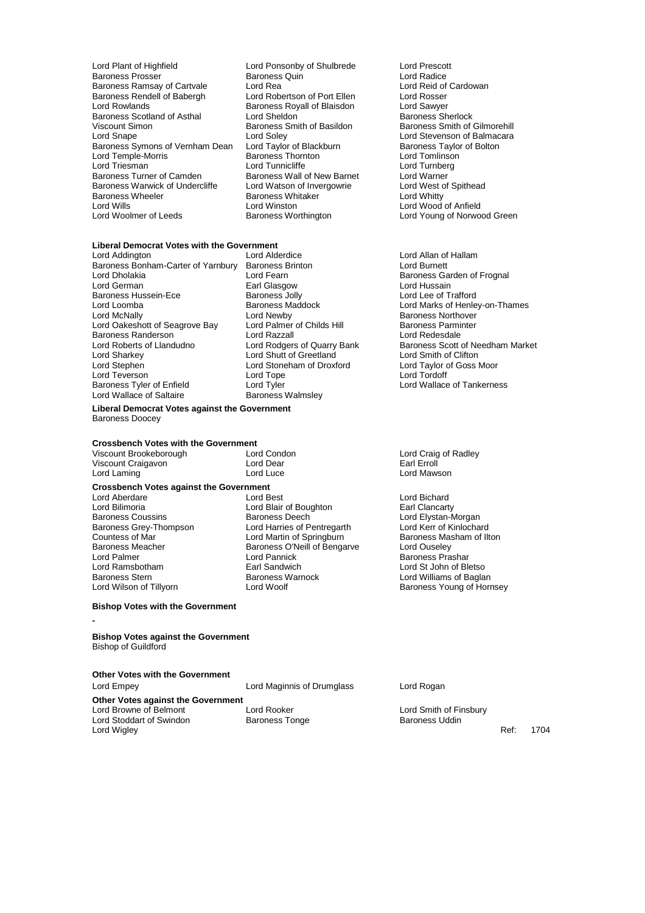Lord Plant of Highfield
Lord Ponsonby of Shulbrede
Lord Prescott
Baroness Prosser
Baroness Quin
Lord Radice
Baroness Ramsay of Cartvale
Lord Rea
Lord Reid of Cardowan
Baroness Rendell of Babergh
Lord Robertson of Port Ellen
Lord Rosser
Lord Rowlands
Baroness Royall of Blaisdon
Lord Sawyer
Baroness Scotland of Asthal
Lord Sheldon
Baroness Sherlock
Viscount Simon
Baroness Smith of Basildon
Baroness Smith of Gilmorehill
Lord Snape
Lord Soley
Lord Stevenson of Balmacara
Baroness Symons of Vernham Dean
Lord Taylor of Blackburn
Baroness Taylor of Bolton
Lord Temple-Morris
Baroness Thornton
Lord Tomlinson
Lord Triesman
Lord Tunnicliffe
Lord Turnberg
Baroness Turner of Camden
Baroness Wall of New Barnet
Lord Warner
Baroness Warwick of Undercliffe
Lord Watson of Invergowrie
Lord West of Spithead
Baroness Wheeler
Baroness Whitaker
Lord Whitty
Lord Wills
Lord Winston
Lord Wood of Anfield
Lord Woolmer of Leeds
Baroness Worthington
Lord Young of Norwood Green

**Liberal Democrat Votes with the Government**

Lord Addington
Lord Alderdice
Lord Allan of Hallam
Baroness Bonham-Carter of Yarnbury
Baroness Brinton
Lord Burnett
Lord Dholakia
Lord Fearn
Baroness Garden of Frognal
Lord German
Earl Glasgow
Lord Hussain
Baroness Hussein-Ece
Baroness Jolly
Lord Lee of Trafford
Lord Loomba
Baroness Maddock
Lord Marks of Henley-on-Thames
Lord McNally
Lord Newby
Baroness Northover
Lord Oakeshott of Seagrove Bay
Lord Palmer of Childs Hill
Baroness Parminter
Baroness Randerson
Lord Razzall
Lord Redesdale
Lord Roberts of Llandudno
Lord Rodgers of Quarry Bank
Baroness Scott of Needham Market
Lord Sharkey
Lord Shutt of Greetland
Lord Smith of Clifton
Lord Stephen
Lord Stoneham of Droxford
Lord Taylor of Goss Moor
Lord Teverson
Lord Tope
Lord Tordoff
Baroness Tyler of Enfield
Lord Tyler
Lord Wallace of Tankerness
Lord Wallace of Saltaire
Baroness Walmsley

**Liberal Democrat Votes against the Government**

Baroness Doocey

**Crossbench Votes with the Government**

Viscount Brookeborough
Lord Condon
Lord Craig of Radley
Viscount Craigavon
Lord Dear
Earl Erroll
Lord Laming
Lord Luce
Lord Mawson

**Crossbench Votes against the Government**

Lord Aberdare
Lord Best
Lord Bichard
Lord Bilimoria
Lord Blair of Boughton
Earl Clancarty
Baroness Coussins
Baroness Deech
Lord Elystan-Morgan
Baroness Grey-Thompson
Lord Harries of Pentregarth
Lord Kerr of Kinlochard
Countess of Mar
Lord Martin of Springburn
Baroness Masham of Ilton
Baroness Meacher
Baroness O'Neill of Bengarve
Lord Ouseley
Lord Palmer
Lord Pannick
Baroness Prashar
Lord Ramsbotham
Earl Sandwich
Lord St John of Bletso
Baroness Stern
Baroness Warnock
Lord Williams of Baglan
Lord Wilson of Tillyorn
Lord Woolf
Baroness Young of Hornsey

**Bishop Votes with the Government**

-

**Bishop Votes against the Government**

Bishop of Guildford

**Other Votes with the Government**

Lord Empey
Lord Maginnis of Drumglass
Lord Rogan

**Other Votes against the Government**

Lord Browne of Belmont
Lord Rooker
Lord Smith of Finsbury
Lord Stoddart of Swindon
Baroness Tonge
Baroness Uddin
Lord Wigley

Ref: 1704